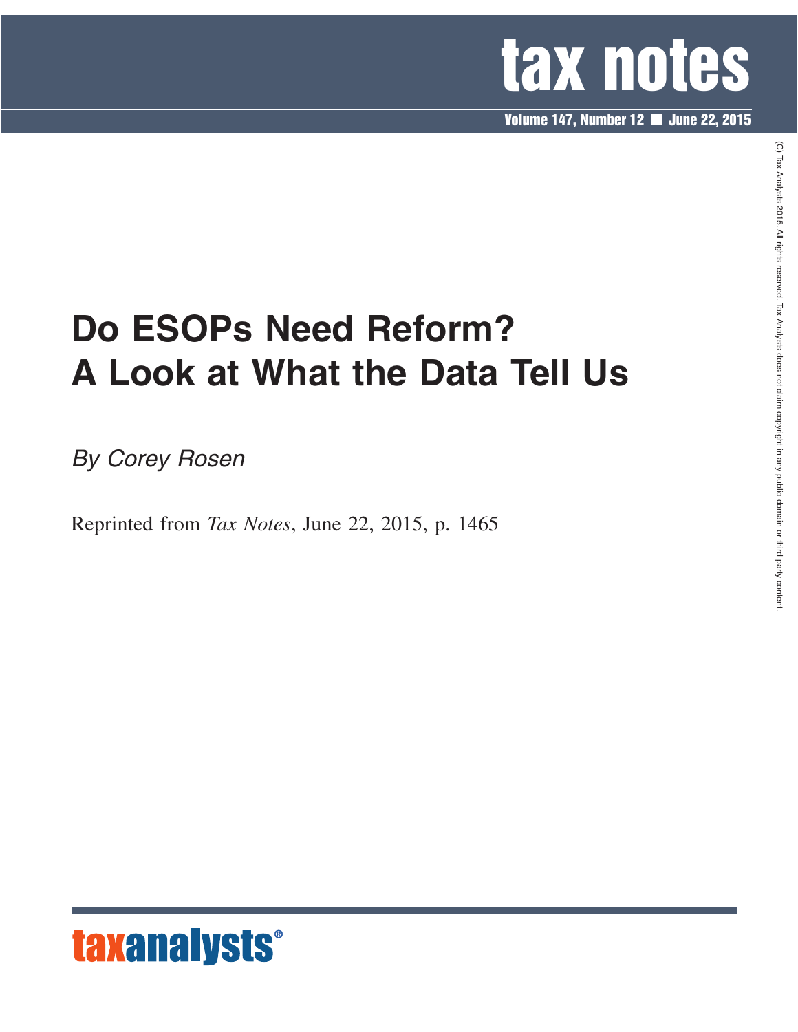# Do ESOPs Need Reform? A Look at What the Data Tell Us

*By Corey Rosen*

Reprinted from *Tax Notes*, June 22, 2015, p. 1465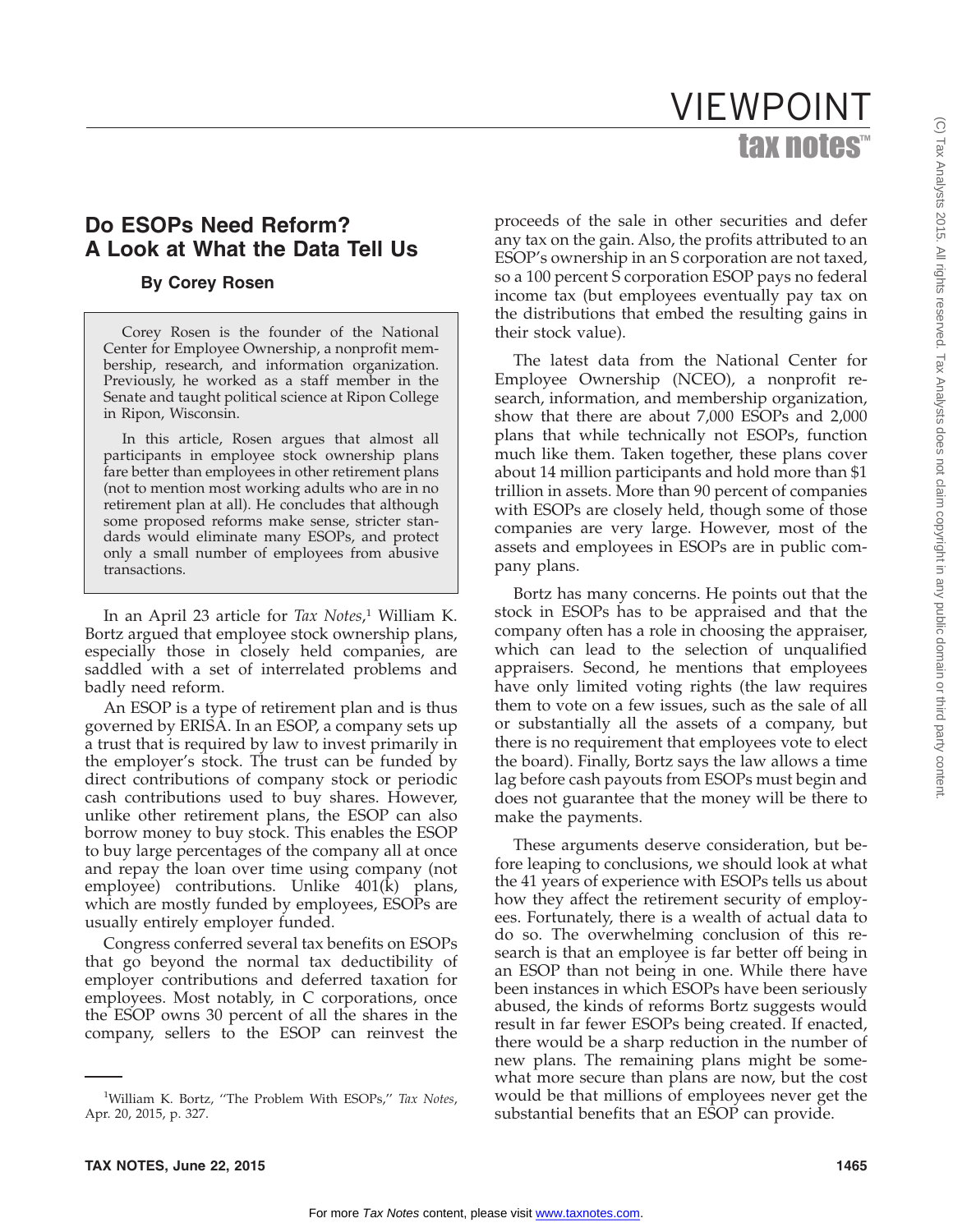# Do ESOPs Need Reform? A Look at What the Data Tell Us

### By Corey Rosen

> Corey Rosen is the founder of the National Center for Employee Ownership, a nonprofit membership, research, and information organization. Previously, he worked as a staff member in the Senate and taught political science at Ripon College in Ripon, Wisconsin.
>
> In this article, Rosen argues that almost all participants in employee stock ownership plans fare better than employees in other retirement plans (not to mention most working adults who are in no retirement plan at all). He concludes that although some proposed reforms make sense, stricter standards would eliminate many ESOPs, and protect only a small number of employees from abusive transactions.

In an April 23 article for *Tax Notes*,[1] William K. Bortz argued that employee stock ownership plans, especially those in closely held companies, are saddled with a set of interrelated problems and badly need reform.

An ESOP is a type of retirement plan and is thus governed by ERISA. In an ESOP, a company sets up a trust that is required by law to invest primarily in the employer's stock. The trust can be funded by direct contributions of company stock or periodic cash contributions used to buy shares. However, unlike other retirement plans, the ESOP can also borrow money to buy stock. This enables the ESOP to buy large percentages of the company all at once and repay the loan over time using company (not employee) contributions. Unlike 401(k) plans, which are mostly funded by employees, ESOPs are usually entirely employer funded.

Congress conferred several tax benefits on ESOPs that go beyond the normal tax deductibility of employer contributions and deferred taxation for employees. Most notably, in C corporations, once the ESOP owns 30 percent of all the shares in the company, sellers to the ESOP can reinvest the proceeds of the sale in other securities and defer any tax on the gain. Also, the profits attributed to an ESOP's ownership in an S corporation are not taxed, so a 100 percent S corporation ESOP pays no federal income tax (but employees eventually pay tax on the distributions that embed the resulting gains in their stock value).

The latest data from the National Center for Employee Ownership (NCEO), a nonprofit research, information, and membership organization, show that there are about 7,000 ESOPs and 2,000 plans that while technically not ESOPs, function much like them. Taken together, these plans cover about 14 million participants and hold more than $1 trillion in assets. More than 90 percent of companies with ESOPs are closely held, though some of those companies are very large. However, most of the assets and employees in ESOPs are in public company plans.

Bortz has many concerns. He points out that the stock in ESOPs has to be appraised and that the company often has a role in choosing the appraiser, which can lead to the selection of unqualified appraisers. Second, he mentions that employees have only limited voting rights (the law requires them to vote on a few issues, such as the sale of all or substantially all the assets of a company, but there is no requirement that employees vote to elect the board). Finally, Bortz says the law allows a time lag before cash payouts from ESOPs must begin and does not guarantee that the money will be there to make the payments.

These arguments deserve consideration, but before leaping to conclusions, we should look at what the 41 years of experience with ESOPs tells us about how they affect the retirement security of employees. Fortunately, there is a wealth of actual data to do so. The overwhelming conclusion of this research is that an employee is far better off being in an ESOP than not being in one. While there have been instances in which ESOPs have been seriously abused, the kinds of reforms Bortz suggests would result in far fewer ESOPs being created. If enacted, there would be a sharp reduction in the number of new plans. The remaining plans might be somewhat more secure than plans are now, but the cost would be that millions of employees never get the substantial benefits that an ESOP can provide.

---

[1] William K. Bortz, "The Problem With ESOPs," *Tax Notes*, Apr. 20, 2015, p. 327.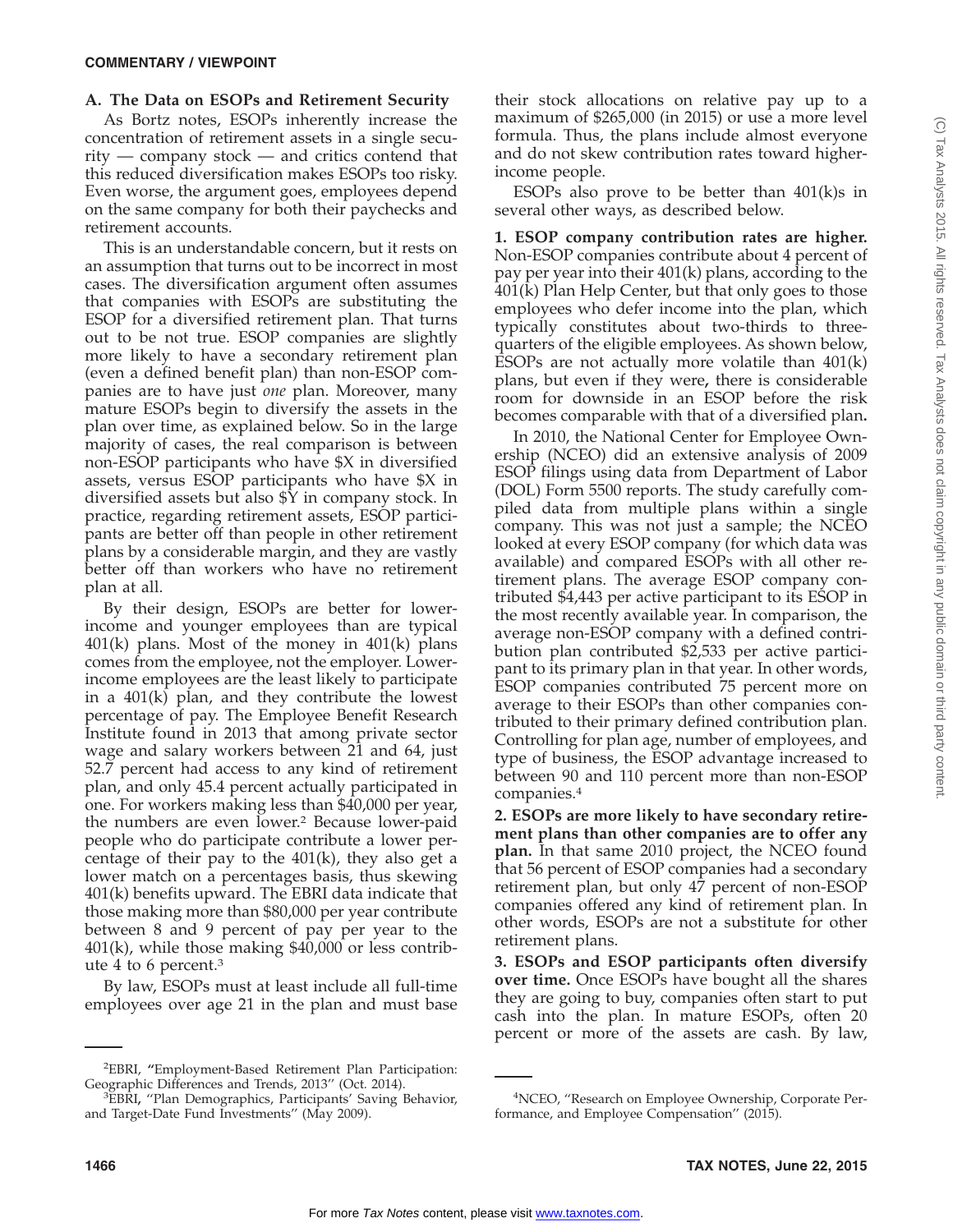## A. The Data on ESOPs and Retirement Security

As Bortz notes, ESOPs inherently increase the concentration of retirement assets in a single security — company stock — and critics contend that this reduced diversification makes ESOPs too risky. Even worse, the argument goes, employees depend on the same company for both their paychecks and retirement accounts.

This is an understandable concern, but it rests on an assumption that turns out to be incorrect in most cases. The diversification argument often assumes that companies with ESOPs are substituting the ESOP for a diversified retirement plan. That turns out to be not true. ESOP companies are slightly more likely to have a secondary retirement plan (even a defined benefit plan) than non-ESOP companies are to have just *one* plan. Moreover, many mature ESOPs begin to diversify the assets in the plan over time, as explained below. So in the large majority of cases, the real comparison is between non-ESOP participants who have $X in diversified assets, versus ESOP participants who have $X in diversified assets but also $Y in company stock. In practice, regarding retirement assets, ESOP participants are better off than people in other retirement plans by a considerable margin, and they are vastly better off than workers who have no retirement plan at all.

By their design, ESOPs are better for lower-income and younger employees than are typical 401(k) plans. Most of the money in 401(k) plans comes from the employee, not the employer. Lower-income employees are the least likely to participate in a 401(k) plan, and they contribute the lowest percentage of pay. The Employee Benefit Research Institute found in 2013 that among private sector wage and salary workers between 21 and 64, just 52.7 percent had access to any kind of retirement plan, and only 45.4 percent actually participated in one. For workers making less than $40,000 per year, the numbers are even lower.[2] Because lower-paid people who do participate contribute a lower percentage of their pay to the 401(k), they also get a lower match on a percentages basis, thus skewing 401(k) benefits upward. The EBRI data indicate that those making more than $80,000 per year contribute between 8 and 9 percent of pay per year to the 401(k), while those making $40,000 or less contribute 4 to 6 percent.[3]

By law, ESOPs must at least include all full-time employees over age 21 in the plan and must base their stock allocations on relative pay up to a maximum of $265,000 (in 2015) or use a more level formula. Thus, the plans include almost everyone and do not skew contribution rates toward higher-income people.

ESOPs also prove to be better than 401(k)s in several other ways, as described below.

**1. ESOP company contribution rates are higher.** Non-ESOP companies contribute about 4 percent of pay per year into their 401(k) plans, according to the 401(k) Plan Help Center, but that only goes to those employees who defer income into the plan, which typically constitutes about two-thirds to three-quarters of the eligible employees. As shown below, ESOPs are not actually more volatile than 401(k) plans, but even if they were**,** there is considerable room for downside in an ESOP before the risk becomes comparable with that of a diversified plan**.**

In 2010, the National Center for Employee Ownership (NCEO) did an extensive analysis of 2009 ESOP filings using data from Department of Labor (DOL) Form 5500 reports. The study carefully compiled data from multiple plans within a single company. This was not just a sample; the NCEO looked at every ESOP company (for which data was available) and compared ESOPs with all other retirement plans. The average ESOP company contributed $4,443 per active participant to its ESOP in the most recently available year. In comparison, the average non-ESOP company with a defined contribution plan contributed $2,533 per active participant to its primary plan in that year. In other words, ESOP companies contributed 75 percent more on average to their ESOPs than other companies contributed to their primary defined contribution plan. Controlling for plan age, number of employees, and type of business, the ESOP advantage increased to between 90 and 110 percent more than non-ESOP companies.[4]

**2. ESOPs are more likely to have secondary retirement plans than other companies are to offer any plan.** In that same 2010 project, the NCEO found that 56 percent of ESOP companies had a secondary retirement plan, but only 47 percent of non-ESOP companies offered any kind of retirement plan. In other words, ESOPs are not a substitute for other retirement plans.

**3. ESOPs and ESOP participants often diversify over time.** Once ESOPs have bought all the shares they are going to buy, companies often start to put cash into the plan. In mature ESOPs, often 20 percent or more of the assets are cash. By law,

---

[2] EBRI, "Employment-Based Retirement Plan Participation: Geographic Differences and Trends, 2013" (Oct. 2014).

[3] EBRI, "Plan Demographics, Participants' Saving Behavior, and Target-Date Fund Investments" (May 2009).

[4] NCEO, "Research on Employee Ownership, Corporate Performance, and Employee Compensation" (2015).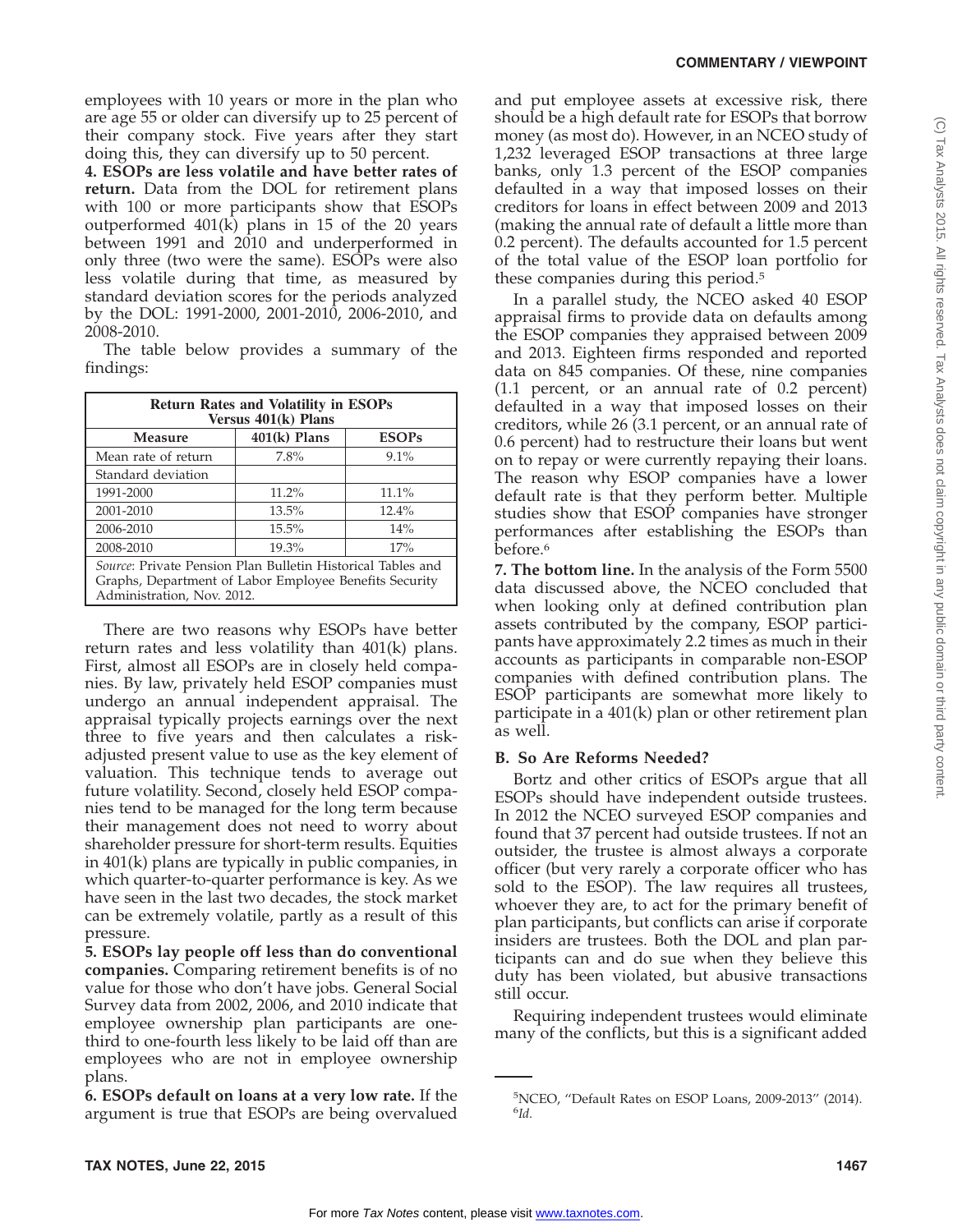employees with 10 years or more in the plan who are age 55 or older can diversify up to 25 percent of their company stock. Five years after they start doing this, they can diversify up to 50 percent.

**4. ESOPs are less volatile and have better rates of return.** Data from the DOL for retirement plans with 100 or more participants show that ESOPs outperformed 401(k) plans in 15 of the 20 years between 1991 and 2010 and underperformed in only three (two were the same). ESOPs were also less volatile during that time, as measured by standard deviation scores for the periods analyzed by the DOL: 1991-2000, 2001-2010, 2006-2010, and 2008-2010.

The table below provides a summary of the findings:

**Return Rates and Volatility in ESOPs Versus 401(k) Plans**

| Measure | 401(k) Plans | ESOPs |
|---|---|---|
| Mean rate of return | 7.8% | 9.1% |
| Standard deviation | | |
| 1991-2000 | 11.2% | 11.1% |
| 2001-2010 | 13.5% | 12.4% |
| 2006-2010 | 15.5% | 14% |
| 2008-2010 | 19.3% | 17% |

*Source*: Private Pension Plan Bulletin Historical Tables and Graphs, Department of Labor Employee Benefits Security Administration, Nov. 2012.

There are two reasons why ESOPs have better return rates and less volatility than 401(k) plans. First, almost all ESOPs are in closely held companies. By law, privately held ESOP companies must undergo an annual independent appraisal. The appraisal typically projects earnings over the next three to five years and then calculates a risk-adjusted present value to use as the key element of valuation. This technique tends to average out future volatility. Second, closely held ESOP companies tend to be managed for the long term because their management does not need to worry about shareholder pressure for short-term results. Equities in 401(k) plans are typically in public companies, in which quarter-to-quarter performance is key. As we have seen in the last two decades, the stock market can be extremely volatile, partly as a result of this pressure.

**5. ESOPs lay people off less than do conventional companies.** Comparing retirement benefits is of no value for those who don't have jobs. General Social Survey data from 2002, 2006, and 2010 indicate that employee ownership plan participants are one-third to one-fourth less likely to be laid off than are employees who are not in employee ownership plans.

**6. ESOPs default on loans at a very low rate.** If the argument is true that ESOPs are being overvalued and put employee assets at excessive risk, there should be a high default rate for ESOPs that borrow money (as most do). However, in an NCEO study of 1,232 leveraged ESOP transactions at three large banks, only 1.3 percent of the ESOP companies defaulted in a way that imposed losses on their creditors for loans in effect between 2009 and 2013 (making the annual rate of default a little more than 0.2 percent). The defaults accounted for 1.5 percent of the total value of the ESOP loan portfolio for these companies during this period.[5]

In a parallel study, the NCEO asked 40 ESOP appraisal firms to provide data on defaults among the ESOP companies they appraised between 2009 and 2013. Eighteen firms responded and reported data on 845 companies. Of these, nine companies (1.1 percent, or an annual rate of 0.2 percent) defaulted in a way that imposed losses on their creditors, while 26 (3.1 percent, or an annual rate of 0.6 percent) had to restructure their loans but went on to repay or were currently repaying their loans. The reason why ESOP companies have a lower default rate is that they perform better. Multiple studies show that ESOP companies have stronger performances after establishing the ESOPs than before.[6]

**7. The bottom line.** In the analysis of the Form 5500 data discussed above, the NCEO concluded that when looking only at defined contribution plan assets contributed by the company, ESOP participants have approximately 2.2 times as much in their accounts as participants in comparable non-ESOP companies with defined contribution plans. The ESOP participants are somewhat more likely to participate in a 401(k) plan or other retirement plan as well.

### B. So Are Reforms Needed?

Bortz and other critics of ESOPs argue that all ESOPs should have independent outside trustees. In 2012 the NCEO surveyed ESOP companies and found that 37 percent had outside trustees. If not an outsider, the trustee is almost always a corporate officer (but very rarely a corporate officer who has sold to the ESOP). The law requires all trustees, whoever they are, to act for the primary benefit of plan participants, but conflicts can arise if corporate insiders are trustees. Both the DOL and plan participants can and do sue when they believe this duty has been violated, but abusive transactions still occur.

Requiring independent trustees would eliminate many of the conflicts, but this is a significant added

---

[5] NCEO, "Default Rates on ESOP Loans, 2009-2013" (2014).

[6] *Id.*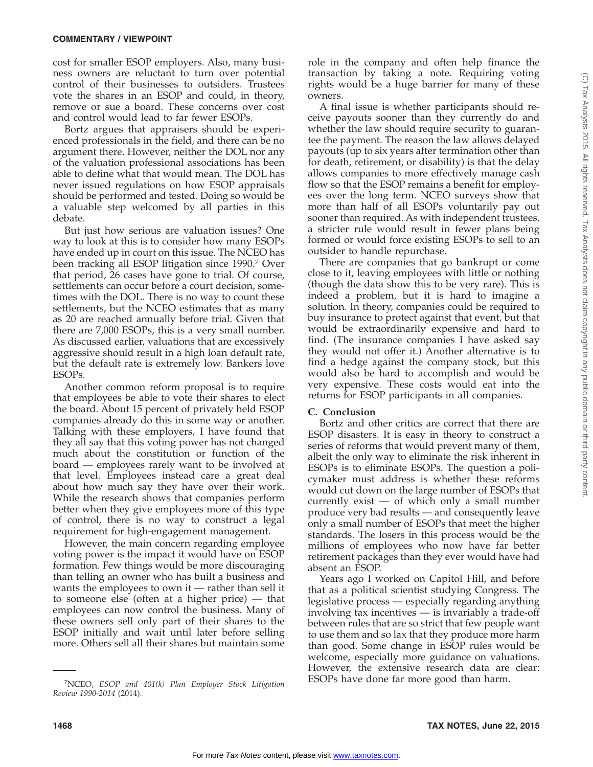cost for smaller ESOP employers. Also, many business owners are reluctant to turn over potential control of their businesses to outsiders. Trustees vote the shares in an ESOP and could, in theory, remove or sue a board. These concerns over cost and control would lead to far fewer ESOPs.

Bortz argues that appraisers should be experienced professionals in the field, and there can be no argument there. However, neither the DOL nor any of the valuation professional associations has been able to define what that would mean. The DOL has never issued regulations on how ESOP appraisals should be performed and tested. Doing so would be a valuable step welcomed by all parties in this debate.

But just how serious are valuation issues? One way to look at this is to consider how many ESOPs have ended up in court on this issue. The NCEO has been tracking all ESOP litigation since 1990.[7] Over that period, 26 cases have gone to trial. Of course, settlements can occur before a court decision, sometimes with the DOL. There is no way to count these settlements, but the NCEO estimates that as many as 20 are reached annually before trial. Given that there are 7,000 ESOPs, this is a very small number. As discussed earlier, valuations that are excessively aggressive should result in a high loan default rate, but the default rate is extremely low. Bankers love ESOPs.

Another common reform proposal is to require that employees be able to vote their shares to elect the board. About 15 percent of privately held ESOP companies already do this in some way or another. Talking with these employers, I have found that they all say that this voting power has not changed much about the constitution or function of the board — employees rarely want to be involved at that level. Employees instead care a great deal about how much say they have over their work. While the research shows that companies perform better when they give employees more of this type of control, there is no way to construct a legal requirement for high-engagement management.

However, the main concern regarding employee voting power is the impact it would have on ESOP formation. Few things would be more discouraging than telling an owner who has built a business and wants the employees to own it — rather than sell it to someone else (often at a higher price) — that employees can now control the business. Many of these owners sell only part of their shares to the ESOP initially and wait until later before selling more. Others sell all their shares but maintain some role in the company and often help finance the transaction by taking a note. Requiring voting rights would be a huge barrier for many of these owners.

A final issue is whether participants should receive payouts sooner than they currently do and whether the law should require security to guarantee the payment. The reason the law allows delayed payouts (up to six years after termination other than for death, retirement, or disability) is that the delay allows companies to more effectively manage cash flow so that the ESOP remains a benefit for employees over the long term. NCEO surveys show that more than half of all ESOPs voluntarily pay out sooner than required. As with independent trustees, a stricter rule would result in fewer plans being formed or would force existing ESOPs to sell to an outsider to handle repurchase.

There are companies that go bankrupt or come close to it, leaving employees with little or nothing (though the data show this to be very rare). This is indeed a problem, but it is hard to imagine a solution. In theory, companies could be required to buy insurance to protect against that event, but that would be extraordinarily expensive and hard to find. (The insurance companies I have asked say they would not offer it.) Another alternative is to find a hedge against the company stock, but this would also be hard to accomplish and would be very expensive. These costs would eat into the returns for ESOP participants in all companies.

### C. Conclusion

Bortz and other critics are correct that there are ESOP disasters. It is easy in theory to construct a series of reforms that would prevent many of them, albeit the only way to eliminate the risk inherent in ESOPs is to eliminate ESOPs. The question a policymaker must address is whether these reforms would cut down on the large number of ESOPs that currently exist — of which only a small number produce very bad results — and consequently leave only a small number of ESOPs that meet the higher standards. The losers in this process would be the millions of employees who now have far better retirement packages than they ever would have had absent an ESOP.

Years ago I worked on Capitol Hill, and before that as a political scientist studying Congress. The legislative process — especially regarding anything involving tax incentives — is invariably a trade-off between rules that are so strict that few people want to use them and so lax that they produce more harm than good. Some change in ESOP rules would be welcome, especially more guidance on valuations. However, the extensive research data are clear: ESOPs have done far more good than harm.

---

[7] NCEO, *ESOP and 401(k) Plan Employer Stock Litigation Review 1990-2014* (2014).